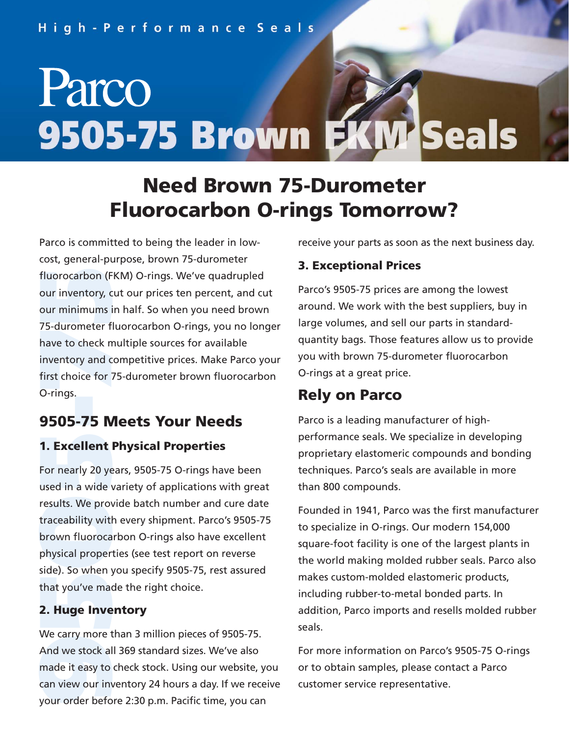High-Performance Seals

# Parco 9505-75 Brown FKM Seals

## Need Brown 75-Durometer Fluorocarbon O-rings Tomorrow?

Parco is committed to being the leader in low-cost, general-purpose, brown 75-durometer fluorocarbon (FKM) O-rings. We've quadrupled our inventory, cut our prices ten percent, and cut our minimums in half. So when you need brown 75-durometer fluorocarbon O-rings, you no longer have to check multiple sources for available inventory and competitive prices. Make Parco your first choice for 75-durometer brown fluorocarbon O-rings.

## 9505-75 Meets Your Needs

### 1. Excellent Physical Properties

For nearly 20 years, 9505-75 O-rings have been used in a wide variety of applications with great results. We provide batch number and cure date traceability with every shipment. Parco's 9505-75 brown fluorocarbon O-rings also have excellent physical properties (see test report on reverse side). So when you specify 9505-75, rest assured that you've made the right choice.

### 2. Huge Inventory

We carry more than 3 million pieces of 9505-75. And we stock all 369 standard sizes. We've also made it easy to check stock. Using our website, you can view our inventory 24 hours a day. If we receive your order before 2:30 p.m. Pacific time, you can receive your parts as soon as the next business day.

### 3. Exceptional Prices

Parco's 9505-75 prices are among the lowest around. We work with the best suppliers, buy in large volumes, and sell our parts in standard-quantity bags. Those features allow us to provide you with brown 75-durometer fluorocarbon O-rings at a great price.

## Rely on Parco

Parco is a leading manufacturer of high-performance seals. We specialize in developing proprietary elastomeric compounds and bonding techniques. Parco's seals are available in more than 800 compounds.

Founded in 1941, Parco was the first manufacturer to specialize in O-rings. Our modern 154,000 square-foot facility is one of the largest plants in the world making molded rubber seals. Parco also makes custom-molded elastomeric products, including rubber-to-metal bonded parts. In addition, Parco imports and resells molded rubber seals.

For more information on Parco's 9505-75 O-rings or to obtain samples, please contact a Parco customer service representative.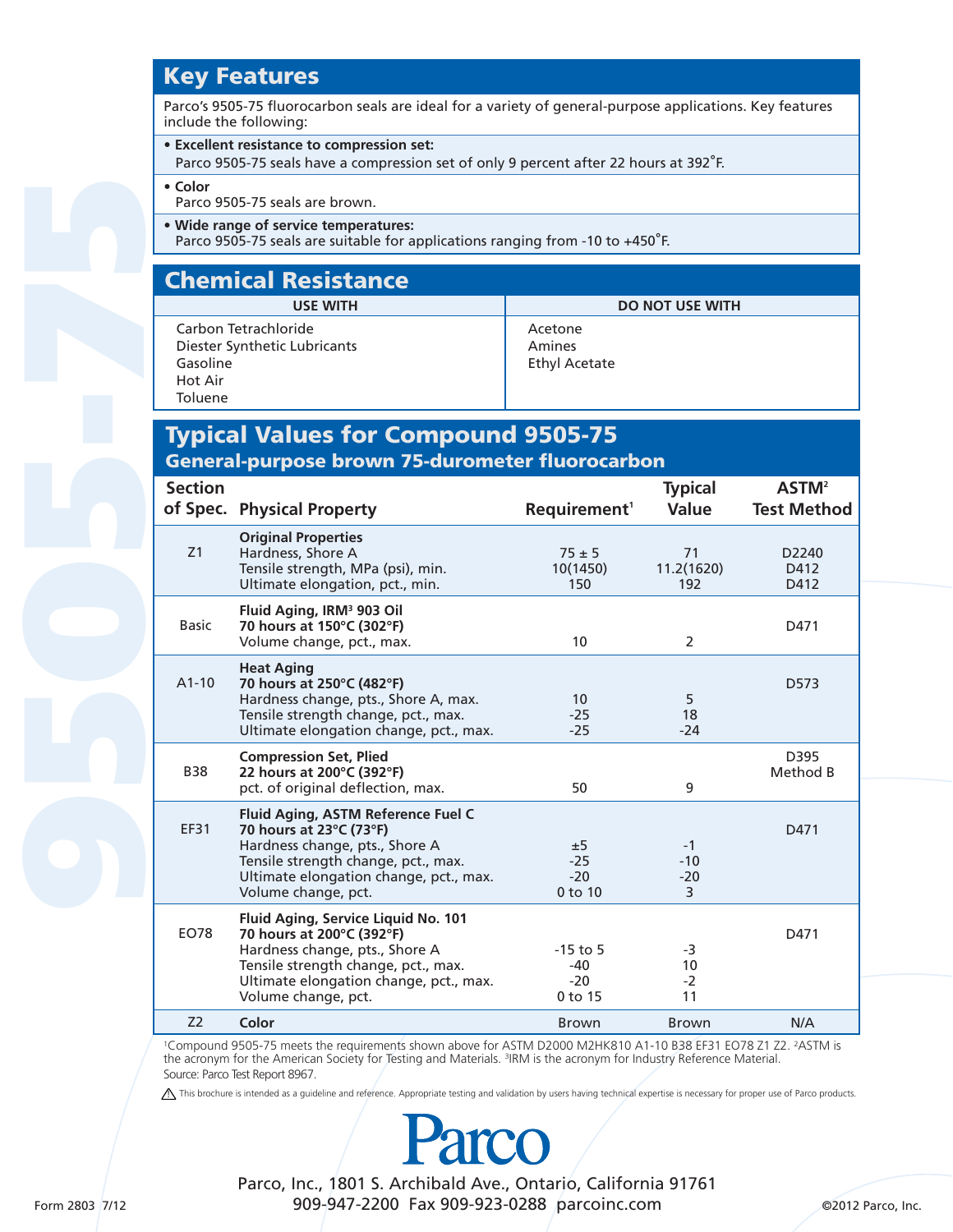## Key Features

Parco's 9505-75 fluorocarbon seals are ideal for a variety of general-purpose applications. Key features include the following:

- **Excellent resistance to compression set:**
  Parco 9505-75 seals have a compression set of only 9 percent after 22 hours at 392˚F.
- **Color**
  Parco 9505-75 seals are brown.
- **Wide range of service temperatures:**
  Parco 9505-75 seals are suitable for applications ranging from -10 to +450˚F.

## Chemical Resistance

| USE WITH | DO NOT USE WITH |
|---|---|
| Carbon Tetrachloride | Acetone |
| Diester Synthetic Lubricants | Amines |
| Gasoline | Ethyl Acetate |
| Hot Air | |
| Toluene | |

## Typical Values for Compound 9505-75

### General-purpose brown 75-durometer fluorocarbon

| Section of Spec. | Physical Property | Requirement[1] | Typical Value | ASTM[2] Test Method |
|---|---|---|---|---|
| Z1 | **Original Properties** | | | |
| | Hardness, Shore A | 75 ± 5 | 71 | D2240 |
| | Tensile strength, MPa (psi), min. | 10(1450) | 11.2(1620) | D412 |
| | Ultimate elongation, pct., min. | 150 | 192 | D412 |
| Basic | **Fluid Aging, IRM[3] 903 Oil 70 hours at 150°C (302°F)** | | | D471 |
| | Volume change, pct., max. | 10 | 2 | |
| A1-10 | **Heat Aging 70 hours at 250°C (482°F)** | | | D573 |
| | Hardness change, pts., Shore A, max. | 10 | 5 | |
| | Tensile strength change, pct., max. | -25 | 18 | |
| | Ultimate elongation change, pct., max. | -25 | -24 | |
| B38 | **Compression Set, Plied 22 hours at 200°C (392°F)** | | | D395 Method B |
| | pct. of original deflection, max. | 50 | 9 | |
| EF31 | **Fluid Aging, ASTM Reference Fuel C 70 hours at 23°C (73°F)** | | | D471 |
| | Hardness change, pts., Shore A | ±5 | -1 | |
| | Tensile strength change, pct., max. | -25 | -10 | |
| | Ultimate elongation change, pct., max. | -20 | -20 | |
| | Volume change, pct. | 0 to 10 | 3 | |
| EO78 | **Fluid Aging, Service Liquid No. 101 70 hours at 200°C (392°F)** | | | D471 |
| | Hardness change, pts., Shore A | -15 to 5 | -3 | |
| | Tensile strength change, pct., max. | -40 | 10 | |
| | Ultimate elongation change, pct., max. | -20 | -2 | |
| | Volume change, pct. | 0 to 15 | 11 | |
| Z2 | **Color** | Brown | Brown | N/A |

[1]Compound 9505-75 meets the requirements shown above for ASTM D2000 M2HK810 A1-10 B38 EF31 EO78 Z1 Z2. [2]ASTM is the acronym for the American Society for Testing and Materials. [3]IRM is the acronym for Industry Reference Material.
Source: Parco Test Report 8967.

⚠ This brochure is intended as a guideline and reference. Appropriate testing and validation by users having technical expertise is necessary for proper use of Parco products.

Parco

Parco, Inc., 1801 S. Archibald Ave., Ontario, California 91761
909-947-2200 Fax 909-923-0288 parcoinc.com

Form 2803 7/12

©2012 Parco, Inc.